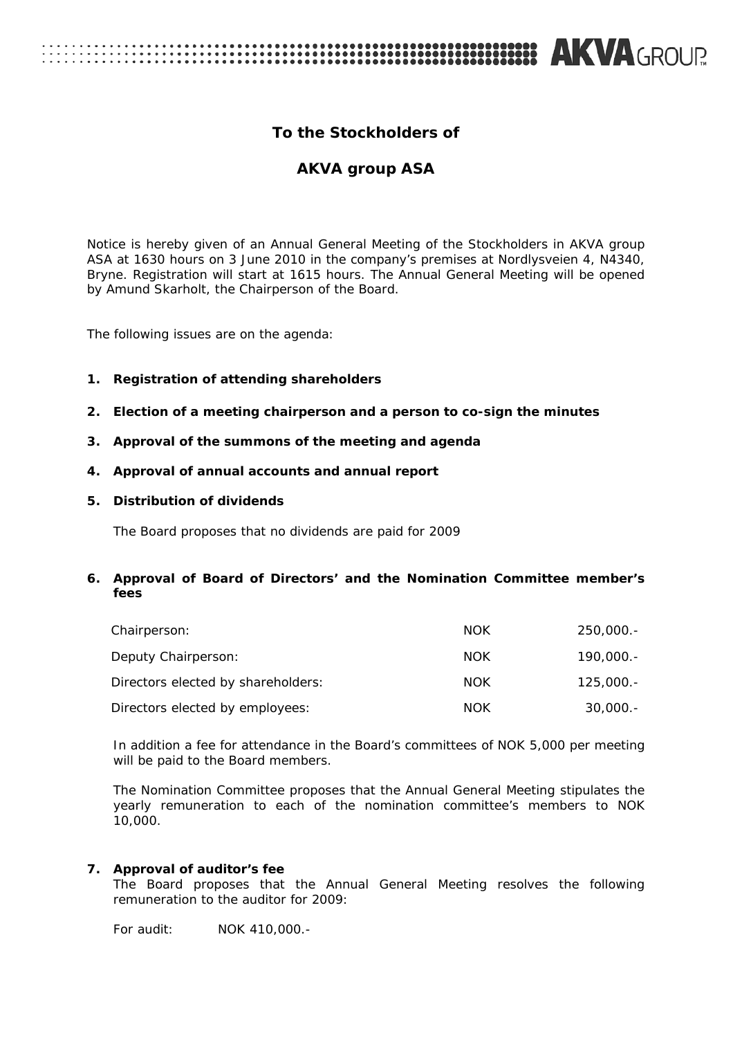# To the Stockholders of

# AKVA group ASA

Notice is hereby given of an Annual General Meeting of the Stockholders in AKVA group ASA at 1630 hours on 3 June 2010 in the company's premises at Nordlysveien 4, N4340, Bryne. Registration will start at 1615 hours. The Annual General Meeting will be opened by Amund Skarholt, the Chairperson of the Board.

The following issues are on the agenda:

1. **Registration of attending shareholders**

2. **Election of a meeting chairperson and a person to co-sign the minutes**

3. **Approval of the summons of the meeting and agenda**

4. **Approval of annual accounts and annual report**

5. **Distribution of dividends**

   The Board proposes that no dividends are paid for 2009

6. **Approval of Board of Directors' and the Nomination Committee member's fees**

| | | |
|---|---|---|
| Chairperson: | NOK | 250,000.- |
| Deputy Chairperson: | NOK | 190,000.- |
| Directors elected by shareholders: | NOK | 125,000.- |
| Directors elected by employees: | NOK | 30,000.- |

   In addition a fee for attendance in the Board's committees of NOK 5,000 per meeting will be paid to the Board members.

   The Nomination Committee proposes that the Annual General Meeting stipulates the yearly remuneration to each of the nomination committee's members to NOK 10,000.

7. **Approval of auditor's fee**

   The Board proposes that the Annual General Meeting resolves the following remuneration to the auditor for 2009:

   For audit: NOK 410,000.-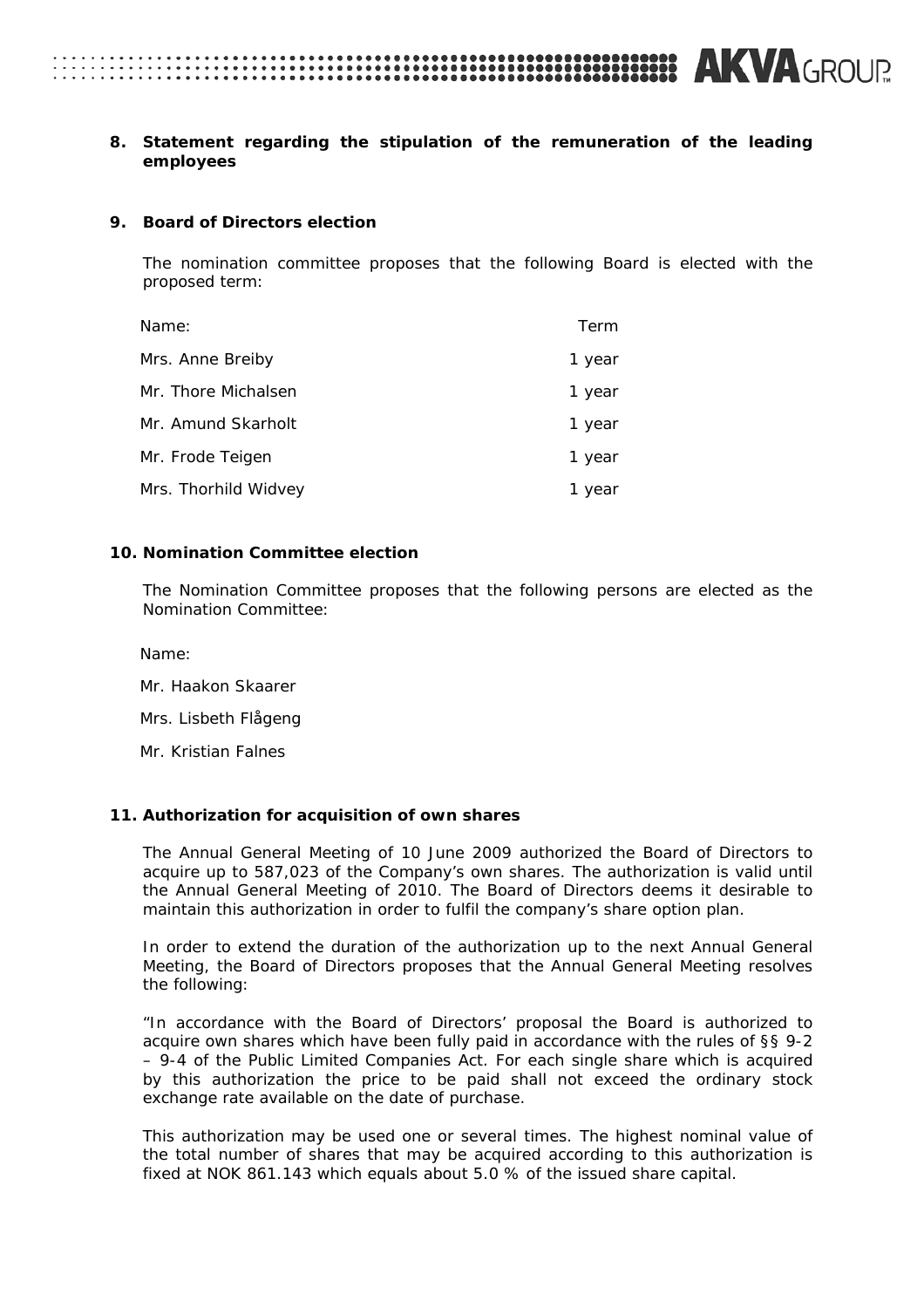**8. Statement regarding the stipulation of the remuneration of the leading employees**

**9. Board of Directors election**

The nomination committee proposes that the following Board is elected with the proposed term:

| Name: | Term |
|---|---|
| Mrs. Anne Breiby | 1 year |
| Mr. Thore Michalsen | 1 year |
| Mr. Amund Skarholt | 1 year |
| Mr. Frode Teigen | 1 year |
| Mrs. Thorhild Widvey | 1 year |

**10. Nomination Committee election**

The Nomination Committee proposes that the following persons are elected as the Nomination Committee:

Name:

Mr. Haakon Skaarer

Mrs. Lisbeth Flågeng

Mr. Kristian Falnes

**11. Authorization for acquisition of own shares**

The Annual General Meeting of 10 June 2009 authorized the Board of Directors to acquire up to 587,023 of the Company's own shares. The authorization is valid until the Annual General Meeting of 2010. The Board of Directors deems it desirable to maintain this authorization in order to fulfil the company's share option plan.

In order to extend the duration of the authorization up to the next Annual General Meeting, the Board of Directors proposes that the Annual General Meeting resolves the following:

"In accordance with the Board of Directors' proposal the Board is authorized to acquire own shares which have been fully paid in accordance with the rules of §§ 9-2 – 9-4 of the Public Limited Companies Act. For each single share which is acquired by this authorization the price to be paid shall not exceed the ordinary stock exchange rate available on the date of purchase.

This authorization may be used one or several times. The highest nominal value of the total number of shares that may be acquired according to this authorization is fixed at NOK 861.143 which equals about 5.0 % of the issued share capital.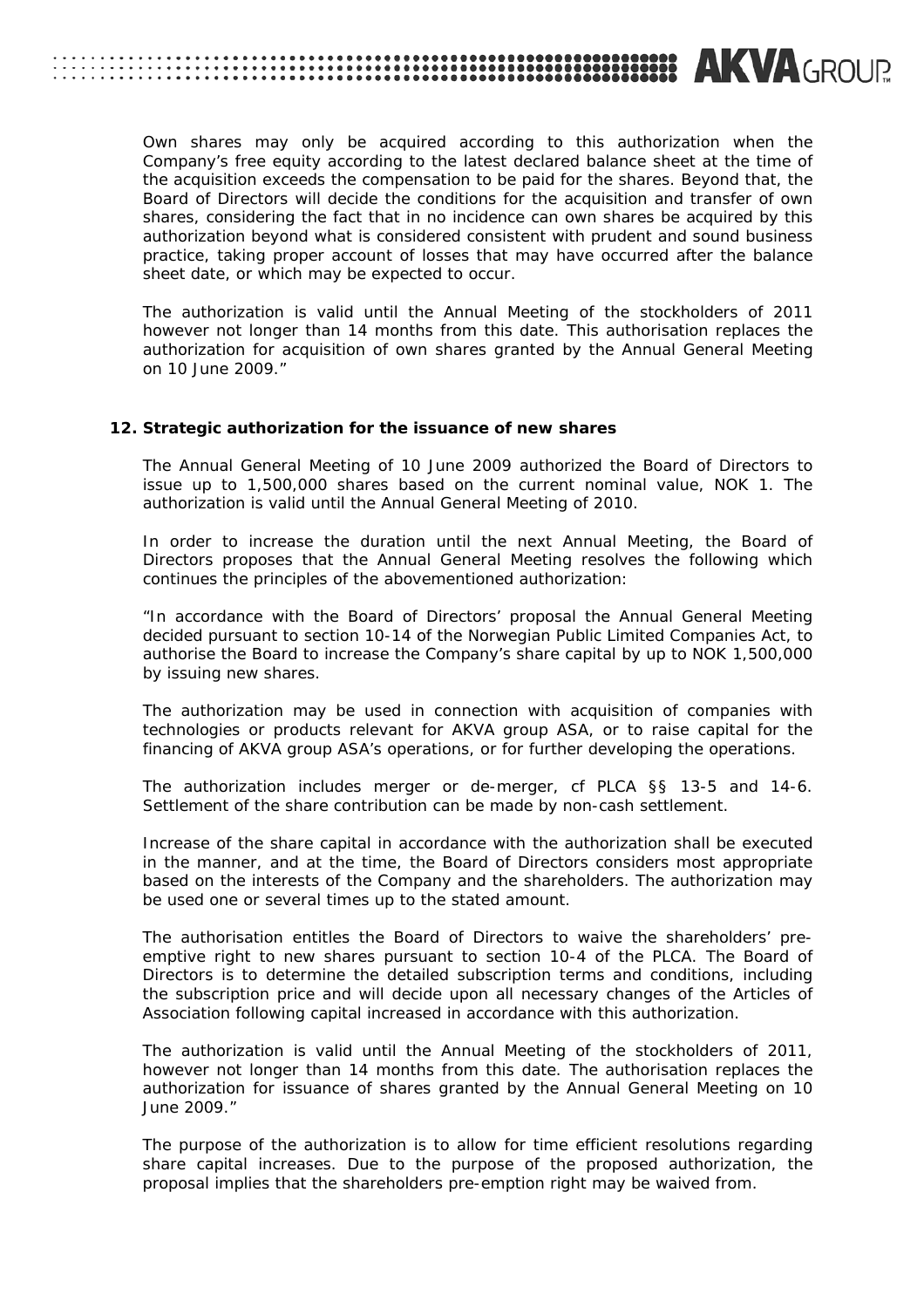Own shares may only be acquired according to this authorization when the Company's free equity according to the latest declared balance sheet at the time of the acquisition exceeds the compensation to be paid for the shares. Beyond that, the Board of Directors will decide the conditions for the acquisition and transfer of own shares, considering the fact that in no incidence can own shares be acquired by this authorization beyond what is considered consistent with prudent and sound business practice, taking proper account of losses that may have occurred after the balance sheet date, or which may be expected to occur.

The authorization is valid until the Annual Meeting of the stockholders of 2011 however not longer than 14 months from this date. This authorisation replaces the authorization for acquisition of own shares granted by the Annual General Meeting on 10 June 2009."

**12. Strategic authorization for the issuance of new shares**

The Annual General Meeting of 10 June 2009 authorized the Board of Directors to issue up to 1,500,000 shares based on the current nominal value, NOK 1. The authorization is valid until the Annual General Meeting of 2010.

In order to increase the duration until the next Annual Meeting, the Board of Directors proposes that the Annual General Meeting resolves the following which continues the principles of the abovementioned authorization:

"In accordance with the Board of Directors' proposal the Annual General Meeting decided pursuant to section 10-14 of the Norwegian Public Limited Companies Act, to authorise the Board to increase the Company's share capital by up to NOK 1,500,000 by issuing new shares.

The authorization may be used in connection with acquisition of companies with technologies or products relevant for AKVA group ASA, or to raise capital for the financing of AKVA group ASA's operations, or for further developing the operations.

The authorization includes merger or de-merger, cf PLCA §§ 13-5 and 14-6. Settlement of the share contribution can be made by non-cash settlement.

Increase of the share capital in accordance with the authorization shall be executed in the manner, and at the time, the Board of Directors considers most appropriate based on the interests of the Company and the shareholders. The authorization may be used one or several times up to the stated amount.

The authorisation entitles the Board of Directors to waive the shareholders' pre-emptive right to new shares pursuant to section 10-4 of the PLCA. The Board of Directors is to determine the detailed subscription terms and conditions, including the subscription price and will decide upon all necessary changes of the Articles of Association following capital increased in accordance with this authorization.

The authorization is valid until the Annual Meeting of the stockholders of 2011, however not longer than 14 months from this date. The authorisation replaces the authorization for issuance of shares granted by the Annual General Meeting on 10 June 2009."

The purpose of the authorization is to allow for time efficient resolutions regarding share capital increases. Due to the purpose of the proposed authorization, the proposal implies that the shareholders pre-emption right may be waived from.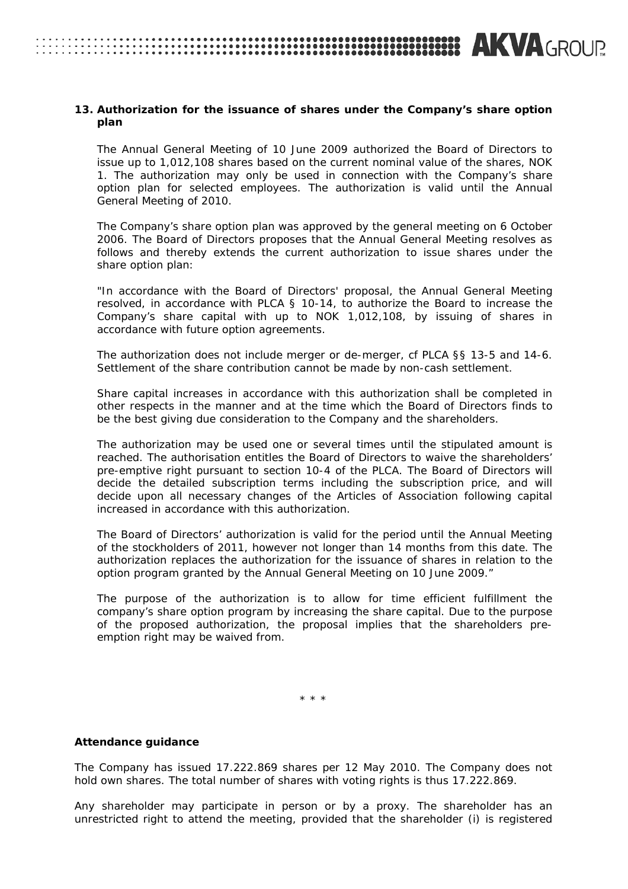### 13. Authorization for the issuance of shares under the Company's share option plan

The Annual General Meeting of 10 June 2009 authorized the Board of Directors to issue up to 1,012,108 shares based on the current nominal value of the shares, NOK 1. The authorization may only be used in connection with the Company's share option plan for selected employees. The authorization is valid until the Annual General Meeting of 2010.

The Company's share option plan was approved by the general meeting on 6 October 2006. The Board of Directors proposes that the Annual General Meeting resolves as follows and thereby extends the current authorization to issue shares under the share option plan:

"In accordance with the Board of Directors' proposal, the Annual General Meeting resolved, in accordance with PLCA § 10-14, to authorize the Board to increase the Company's share capital with up to NOK 1,012,108, by issuing of shares in accordance with future option agreements.

The authorization does not include merger or de-merger, cf PLCA §§ 13-5 and 14-6. Settlement of the share contribution cannot be made by non-cash settlement.

Share capital increases in accordance with this authorization shall be completed in other respects in the manner and at the time which the Board of Directors finds to be the best giving due consideration to the Company and the shareholders.

The authorization may be used one or several times until the stipulated amount is reached. The authorisation entitles the Board of Directors to waive the shareholders' pre-emptive right pursuant to section 10-4 of the PLCA. The Board of Directors will decide the detailed subscription terms including the subscription price, and will decide upon all necessary changes of the Articles of Association following capital increased in accordance with this authorization.

The Board of Directors' authorization is valid for the period until the Annual Meeting of the stockholders of 2011, however not longer than 14 months from this date. The authorization replaces the authorization for the issuance of shares in relation to the option program granted by the Annual General Meeting on 10 June 2009."

The purpose of the authorization is to allow for time efficient fulfillment the company's share option program by increasing the share capital. Due to the purpose of the proposed authorization, the proposal implies that the shareholders pre-emption right may be waived from.

\* \* \*

**Attendance guidance**

The Company has issued 17.222.869 shares per 12 May 2010. The Company does not hold own shares. The total number of shares with voting rights is thus 17.222.869.

Any shareholder may participate in person or by a proxy. The shareholder has an unrestricted right to attend the meeting, provided that the shareholder (i) is registered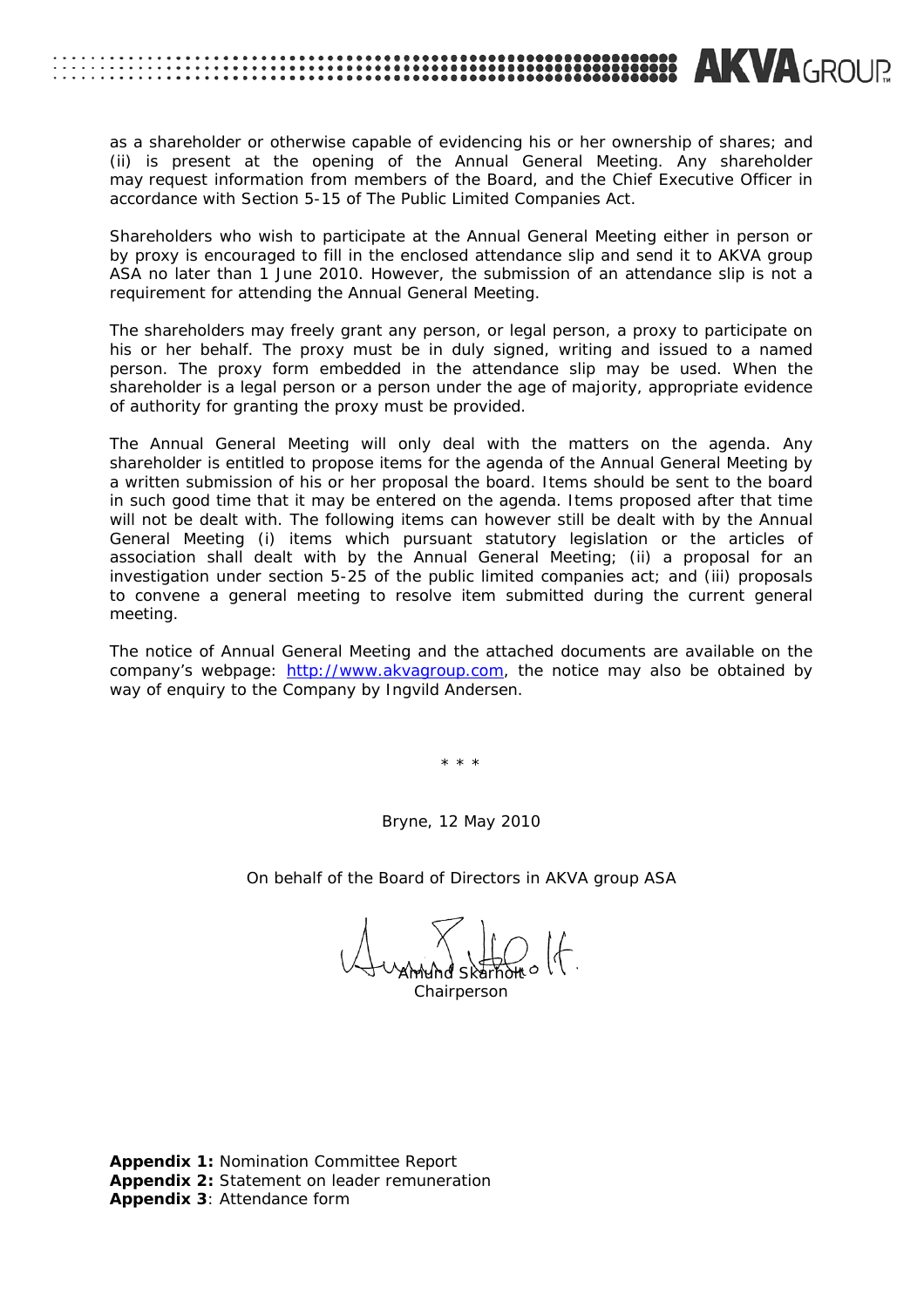as a shareholder or otherwise capable of evidencing his or her ownership of shares; and (ii) is present at the opening of the Annual General Meeting. Any shareholder may request information from members of the Board, and the Chief Executive Officer in accordance with Section 5-15 of The Public Limited Companies Act.

Shareholders who wish to participate at the Annual General Meeting either in person or by proxy is encouraged to fill in the enclosed attendance slip and send it to AKVA group ASA no later than 1 June 2010. However, the submission of an attendance slip is not a requirement for attending the Annual General Meeting.

The shareholders may freely grant any person, or legal person, a proxy to participate on his or her behalf. The proxy must be in duly signed, writing and issued to a named person. The proxy form embedded in the attendance slip may be used. When the shareholder is a legal person or a person under the age of majority, appropriate evidence of authority for granting the proxy must be provided.

The Annual General Meeting will only deal with the matters on the agenda. Any shareholder is entitled to propose items for the agenda of the Annual General Meeting by a written submission of his or her proposal the board. Items should be sent to the board in such good time that it may be entered on the agenda. Items proposed after that time will not be dealt with. The following items can however still be dealt with by the Annual General Meeting (i) items which pursuant statutory legislation or the articles of association shall dealt with by the Annual General Meeting; (ii) a proposal for an investigation under section 5-25 of the public limited companies act; and (iii) proposals to convene a general meeting to resolve item submitted during the current general meeting.

The notice of Annual General Meeting and the attached documents are available on the company's webpage: http://www.akvagroup.com, the notice may also be obtained by way of enquiry to the Company by Ingvild Andersen.

\* \* \*

Bryne, 12 May 2010

On behalf of the Board of Directors in AKVA group ASA

Amund Skarholt
Chairperson

**Appendix 1:** Nomination Committee Report
**Appendix 2:** Statement on leader remuneration
**Appendix 3**: Attendance form